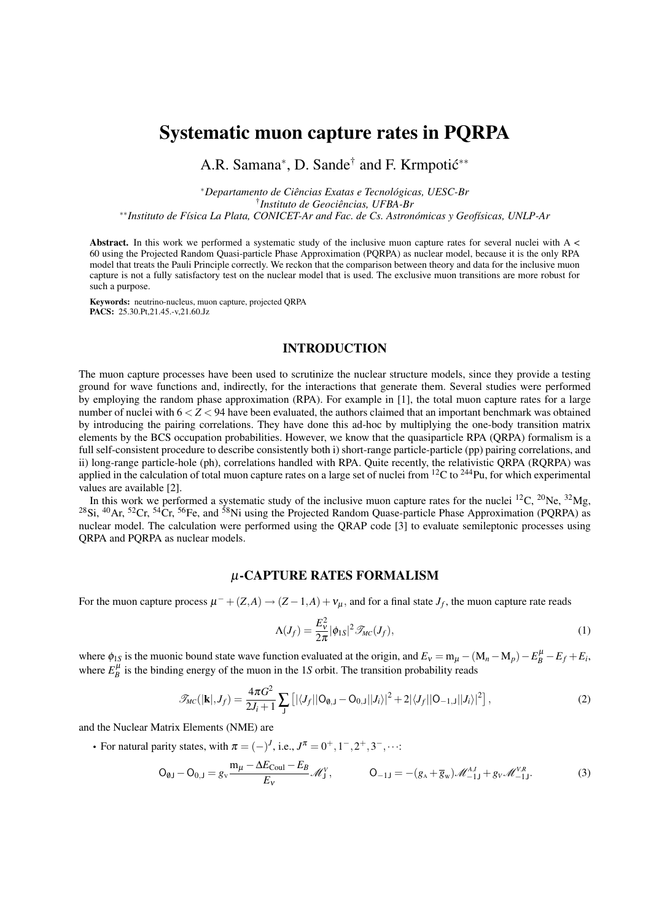# Systematic muon capture rates in PQRPA

A.R. Samana*, D. Sande† and F. Krmpotić**

*Departamento de Ciências Exatas e Tecnológicas, UESC-Br*
†*Instituto de Geociências, UFBA-Br*
***Instituto de Física La Plata, CONICET-Ar and Fac. de Cs. Astronómicas y Geofísicas, UNLP-Ar*

**Abstract.** In this work we performed a systematic study of the inclusive muon capture rates for several nuclei with A < 60 using the Projected Random Quasi-particle Phase Approximation (PQRPA) as nuclear model, because it is the only RPA model that treats the Pauli Principle correctly. We reckon that the comparison between theory and data for the inclusive muon capture is not a fully satisfactory test on the nuclear model that is used. The exclusive muon transitions are more robust for such a purpose.

**Keywords:** neutrino-nucleus, muon capture, projected QRPA
**PACS:** 25.30.Pt,21.45.-v,21.60.Jz

## INTRODUCTION

The muon capture processes have been used to scrutinize the nuclear structure models, since they provide a testing ground for wave functions and, indirectly, for the interactions that generate them. Several studies were performed by employing the random phase approximation (RPA). For example in [1], the total muon capture rates for a large number of nuclei with $6 < Z < 94$ have been evaluated, the authors claimed that an important benchmark was obtained by introducing the pairing correlations. They have done this ad-hoc by multiplying the one-body transition matrix elements by the BCS occupation probabilities. However, we know that the quasiparticle RPA (QRPA) formalism is a full self-consistent procedure to describe consistently both i) short-range particle-particle (pp) pairing correlations, and ii) long-range particle-hole (ph), correlations handled with RPA. Quite recently, the relativistic QRPA (RQRPA) was applied in the calculation of total muon capture rates on a large set of nuclei from $^{12}$C to $^{244}$Pu, for which experimental values are available [2].

In this work we performed a systematic study of the inclusive muon capture rates for the nuclei $^{12}$C, $^{20}$Ne, $^{32}$Mg, $^{28}$Si, $^{40}$Ar, $^{52}$Cr, $^{54}$Cr, $^{56}$Fe, and $^{58}$Ni using the Projected Random Quase-particle Phase Approximation (PQRPA) as nuclear model. The calculation were performed using the QRAP code [3] to evaluate semileptonic processes using QRPA and PQRPA as nuclear models.

## $\mu$-CAPTURE RATES FORMALISM

For the muon capture process $\mu^- + (Z,A) \rightarrow (Z-1,A) + \nu_\mu$, and for a final state $J_f$, the muon capture rate reads

$$\Lambda(J_f) = \frac{E_\nu^2}{2\pi}|\phi_{1S}|^2 \mathscr{T}_{MC}(J_f), \tag{1}$$

where $\phi_{1S}$ is the muonic bound state wave function evaluated at the origin, and $E_\nu = \mathrm{m}_\mu - (\mathrm{M}_n - \mathrm{M}_p) - E_B^\mu - E_f + E_i$, where $E_B^\mu$ is the binding energy of the muon in the $1S$ orbit. The transition probability reads

$$\mathscr{T}_{MC}(|\mathbf{k}|, J_f) = \frac{4\pi G^2}{2J_i+1} \sum_{\mathsf{J}} \left[ |\langle J_f || \mathsf{O}_{\emptyset,\mathsf{J}} - \mathsf{O}_{0,\mathsf{J}} || J_i \rangle|^2 + 2|\langle J_f || \mathsf{O}_{-1,\mathsf{J}} || J_i \rangle|^2 \right], \tag{2}$$

and the Nuclear Matrix Elements (NME) are

- For natural parity states, with $\pi = (-)^J$, i.e., $J^\pi = 0^+, 1^-, 2^+, 3^-, \cdots$:

$$\mathsf{O}_{\emptyset \mathsf{J}} - \mathsf{O}_{0,\mathsf{J}} = g_{\mathrm{V}} \frac{\mathrm{m}_\mu - \Delta E_{\mathrm{Coul}} - E_B}{E_\nu} \mathscr{M}_{\mathsf{J}}^{V}, \qquad \mathsf{O}_{-1\mathsf{J}} = -(g_{\mathrm{A}} + \overline{g}_{\mathrm{W}}) \mathscr{M}_{-1\mathsf{J}}^{A,I} + g_V \mathscr{M}_{-1\mathsf{J}}^{V,R}. \tag{3}$$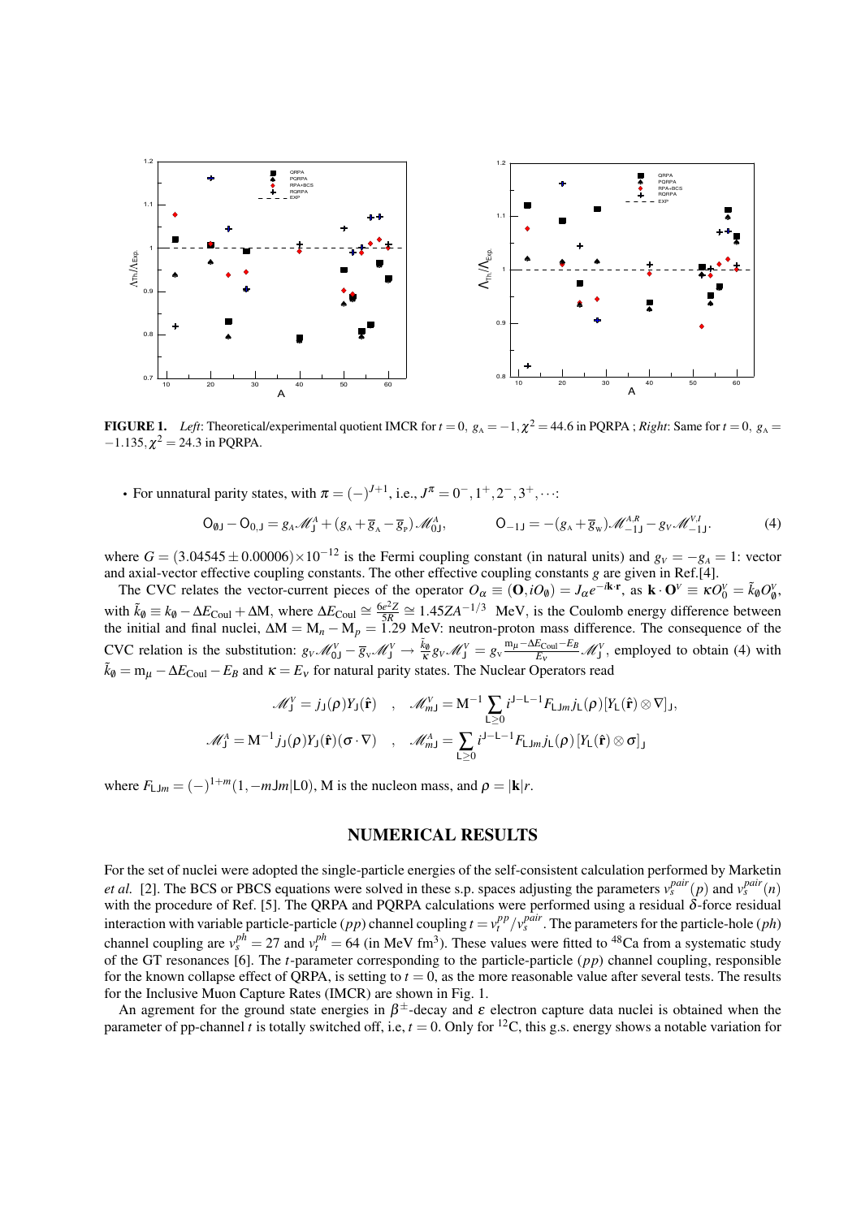**FIGURE 1.** *Left*: Theoretical/experimental quotient IMCR for $t = 0,\ g_A = -1, \chi^2 = 44.6$ in PQRPA ; *Right*: Same for $t = 0,\ g_A = -1.135, \chi^2 = 24.3$ in PQRPA.

- For unnatural parity states, with $\pi = (-)^{J+1}$, i.e., $J^\pi = 0^-, 1^+, 2^-, 3^+, \cdots$:

$$\mathsf{O}_{\emptyset \mathsf{J}} - \mathsf{O}_{0,\mathsf{J}} = g_A \mathscr{M}^A_{\mathsf{J}} + (g_A + \overline{g}_A - \overline{g}_P)\, \mathscr{M}^A_{0\mathsf{J}}, \qquad \mathsf{O}_{-1\mathsf{J}} = -(g_A + \overline{g}_W)\mathscr{M}^{A,R}_{-1\mathsf{J}} - g_V \mathscr{M}^{V,I}_{-1\mathsf{J}}. \tag{4}$$

where $G = (3.04545 \pm 0.00006)\times 10^{-12}$ is the Fermi coupling constant (in natural units) and $g_V = -g_A = 1$: vector and axial-vector effective coupling constants. The other effective coupling constants $g$ are given in Ref.[4].

The CVC relates the vector-current pieces of the operator $O_\alpha \equiv (\mathbf{O}, iO_\emptyset) = J_\alpha e^{-i\mathbf{k}\cdot\mathbf{r}}$, as $\mathbf{k}\cdot\mathbf{O}^V \equiv \kappa O^V_0 = \tilde{k}_\emptyset O^V_\emptyset$, with $\tilde{k}_\emptyset \equiv k_\emptyset - \Delta E_{\rm Coul} + \Delta \mathrm{M}$, where $\Delta E_{\rm Coul} \cong \frac{6e^2 Z}{5R} \cong 1.45 Z A^{-1/3}$ MeV, is the Coulomb energy difference between the initial and final nuclei, $\Delta\mathrm{M} = \mathrm{M}_n - \mathrm{M}_p = 1.29$ MeV: neutron-proton mass difference. The consequence of the CVC relation is the substitution: $g_V \mathscr{M}^V_{0\mathsf{J}} - \overline{g}_V \mathscr{M}^V_{\mathsf{J}} \rightarrow \frac{\tilde{k}_\emptyset}{\kappa} g_V \mathscr{M}^V_{\mathsf{J}} = g_V \frac{\mathrm{m}_\mu - \Delta E_{\rm Coul} - E_B}{E_\nu} \mathscr{M}^V_{\mathsf{J}}$, employed to obtain (4) with $\tilde{k}_\emptyset = \mathrm{m}_\mu - \Delta E_{\rm Coul} - E_B$ and $\kappa = E_\nu$ for natural parity states. The Nuclear Operators read

$$\mathscr{M}^V_{\mathsf{J}} = j_{\mathsf{J}}(\rho) Y_{\mathsf{J}}(\hat{\mathbf{r}}) \quad , \quad \mathscr{M}^V_{m\mathsf{J}} = \mathrm{M}^{-1} \sum_{\mathsf{L}\geq 0} i^{\mathsf{J}-\mathsf{L}-1} F_{\mathsf{LJ}m}\, j_{\mathsf{L}}(\rho) [Y_{\mathsf{L}}(\hat{\mathbf{r}}) \otimes \nabla]_{\mathsf{J}},$$

$$\mathscr{M}^A_{\mathsf{J}} = \mathrm{M}^{-1} j_{\mathsf{J}}(\rho) Y_{\mathsf{J}}(\hat{\mathbf{r}}) (\sigma\cdot\nabla) \quad , \quad \mathscr{M}^A_{m\mathsf{J}} = \sum_{\mathsf{L}\geq 0} i^{\mathsf{J}-\mathsf{L}-1} F_{\mathsf{LJ}m}\, j_{\mathsf{L}}(\rho) [Y_{\mathsf{L}}(\hat{\mathbf{r}}) \otimes \sigma]_{\mathsf{J}}$$

where $F_{\mathsf{LJ}m} = (-)^{1+m}(1, -m\mathsf{J}m|\mathsf{L}0)$, M is the nucleon mass, and $\rho = |\mathbf{k}|r$.

## NUMERICAL RESULTS

For the set of nuclei were adopted the single-particle energies of the self-consistent calculation performed by Marketin *et al.* [2]. The BCS or PBCS equations were solved in these s.p. spaces adjusting the parameters $v^{pair}_s(p)$ and $v^{pair}_s(n)$ with the procedure of Ref. [5]. The QRPA and PQRPA calculations were performed using a residual $\delta$-force residual interaction with variable particle-particle ($pp$) channel coupling $t = v^{pp}_t / v^{pair}_s$. The parameters for the particle-hole ($ph$) channel coupling are $v^{ph}_s = 27$ and $v^{ph}_t = 64$ (in MeV fm$^3$). These values were fitted to $^{48}$Ca from a systematic study of the GT resonances [6]. The $t$-parameter corresponding to the particle-particle ($pp$) channel coupling, responsible for the known collapse effect of QRPA, is setting to $t = 0$, as the more reasonable value after several tests. The results for the Inclusive Muon Capture Rates (IMCR) are shown in Fig. 1.

An agrement for the ground state energies in $\beta^{\pm}$-decay and $\varepsilon$ electron capture data nuclei is obtained when the parameter of pp-channel $t$ is totally switched off, i.e, $t = 0$. Only for $^{12}$C, this g.s. energy shows a notable variation for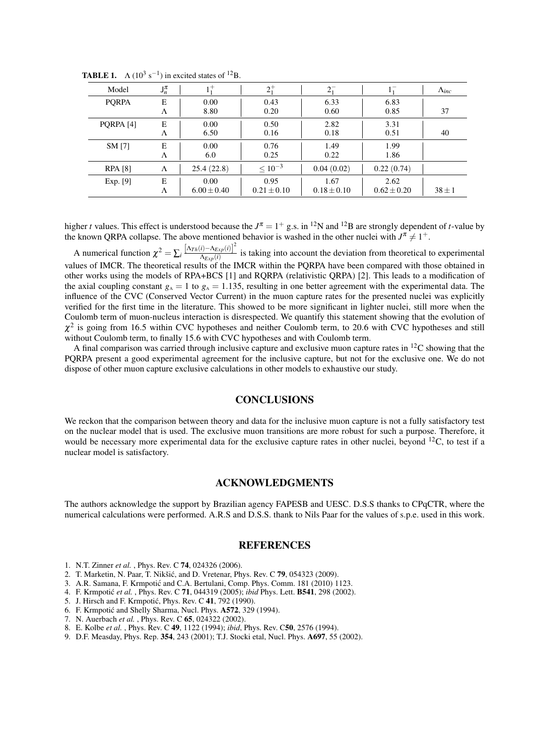**TABLE 1.** $\Lambda$ ($10^3$ s$^{-1}$) in excited states of $^{12}$B.

| Model | $J^\pi_n$ | $1^+_1$ | $2^+_1$ | $2^-_1$ | $1^-_1$ | $\Lambda_{inc}$ |
|---|---|---|---|---|---|---|
| PQRPA | E | 0.00 | 0.43 | 6.33 | 6.83 | |
| | $\Lambda$ | 8.80 | 0.20 | 0.60 | 0.85 | 37 |
| PQRPA [4] | E | 0.00 | 0.50 | 2.82 | 3.31 | |
| | $\Lambda$ | 6.50 | 0.16 | 0.18 | 0.51 | 40 |
| SM [7] | E | 0.00 | 0.76 | 1.49 | 1.99 | |
| | $\Lambda$ | 6.0 | 0.25 | 0.22 | 1.86 | |
| RPA [8] | $\Lambda$ | 25.4 (22.8) | $\leq 10^{-3}$ | 0.04 (0.02) | 0.22 (0.74) | |
| Exp. [9] | E | 0.00 | 0.95 | 1.67 | 2.62 | |
| | $\Lambda$ | $6.00 \pm 0.40$ | $0.21 \pm 0.10$ | $0.18 \pm 0.10$ | $0.62 \pm 0.20$ | $38 \pm 1$ |

higher $t$ values. This effect is understood because the $J^\pi = 1^+$ g.s. in $^{12}$N and $^{12}$B are strongly dependent of $t$-value by the known QRPA collapse. The above mentioned behavior is washed in the other nuclei with $J^\pi \neq 1^+$.

A numerical function $\chi^2 = \sum_i \frac{\left[\Lambda_{Th}(i) - \Lambda_{Exp}(i)\right]^2}{\Lambda_{Exp}(i)}$ is taking into account the deviation from theoretical to experimental values of IMCR. The theoretical results of the IMCR within the PQRPA have been compared with those obtained in other works using the models of RPA+BCS [1] and RQRPA (relativistic QRPA) [2]. This leads to a modification of the axial coupling constant $g_A = 1$ to $g_A = 1.135$, resulting in one better agreement with the experimental data. The influence of the CVC (Conserved Vector Current) in the muon capture rates for the presented nuclei was explicitly verified for the first time in the literature. This showed to be more significant in lighter nuclei, still more when the Coulomb term of muon-nucleus interaction is disrespected. We quantify this statement showing that the evolution of $\chi^2$ is going from 16.5 within CVC hypotheses and neither Coulomb term, to 20.6 with CVC hypotheses and still without Coulomb term, to finally 15.6 with CVC hypotheses and with Coulomb term.

A final comparison was carried through inclusive capture and exclusive muon capture rates in $^{12}$C showing that the PQRPA present a good experimental agreement for the inclusive capture, but not for the exclusive one. We do not dispose of other muon capture exclusive calculations in other models to exhaustive our study.

## CONCLUSIONS

We reckon that the comparison between theory and data for the inclusive muon capture is not a fully satisfactory test on the nuclear model that is used. The exclusive muon transitions are more robust for such a purpose. Therefore, it would be necessary more experimental data for the exclusive capture rates in other nuclei, beyond $^{12}$C, to test if a nuclear model is satisfactory.

## ACKNOWLEDGMENTS

The authors acknowledge the support by Brazilian agency FAPESB and UESC. D.S.S thanks to CPqCTR, where the numerical calculations were performed. A.R.S and D.S.S. thank to Nils Paar for the values of s.p.e. used in this work.

## REFERENCES

1. N.T. Zinner *et al.* , Phys. Rev. C **74**, 024326 (2006).
2. T. Marketin, N. Paar, T. Nikšić, and D. Vretenar, Phys. Rev. C **79**, 054323 (2009).
3. A.R. Samana, F. Krmpotić and C.A. Bertulani, Comp. Phys. Comm. 181 (2010) 1123.
4. F. Krmpotić *et al.* , Phys. Rev. C **71**, 044319 (2005); *ibid* Phys. Lett. **B541**, 298 (2002).
5. J. Hirsch and F. Krmpotić, Phys. Rev. C **41**, 792 (1990).
6. F. Krmpotić and Shelly Sharma, Nucl. Phys. **A572**, 329 (1994).
7. N. Auerbach *et al.* , Phys. Rev. C **65**, 024322 (2002).
8. E. Kolbe *et al.* , Phys. Rev. C **49**, 1122 (1994); *ibid*, Phys. Rev. C**50**, 2576 (1994).
9. D.F. Measday, Phys. Rep. **354**, 243 (2001); T.J. Stocki etal, Nucl. Phys. **A697**, 55 (2002).